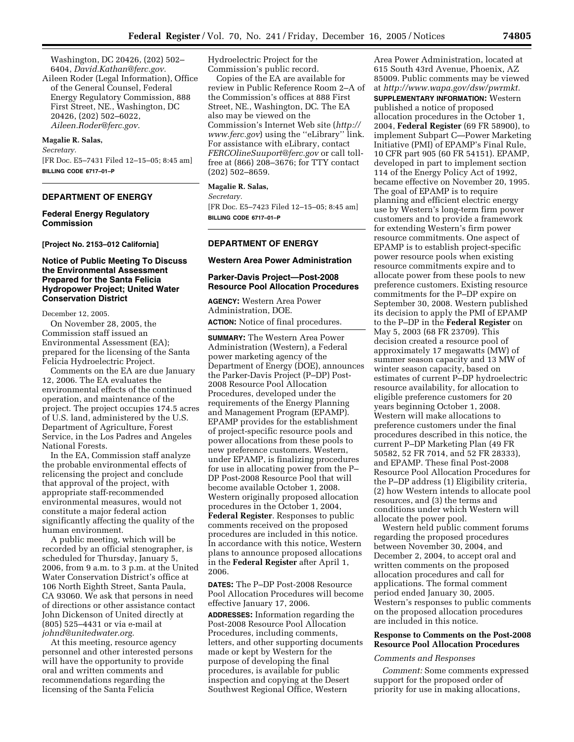Washington, DC 20426, (202) 502–6404, *David.Kathan@ferc.gov.*

Aileen Roder (Legal Information), Office of the General Counsel, Federal Energy Regulatory Commission, 888 First Street, NE., Washington, DC 20426, (202) 502–6022, *Aileen.Roder@ferc.gov.*

**Magalie R. Salas,**

*Secretary.*

[FR Doc. E5–7431 Filed 12–15–05; 8:45 am]

**BILLING CODE 6717–01–P**

## DEPARTMENT OF ENERGY

### Federal Energy Regulatory Commission

**[Project No. 2153–012 California]**

### Notice of Public Meeting To Discuss the Environmental Assessment Prepared for the Santa Felicia Hydropower Project; United Water Conservation District

December 12, 2005.

On November 28, 2005, the Commission staff issued an Environmental Assessment (EA); prepared for the licensing of the Santa Felicia Hydroelectric Project.

Comments on the EA are due January 12, 2006. The EA evaluates the environmental effects of the continued operation, and maintenance of the project. The project occupies 174.5 acres of U.S. land, administered by the U.S. Department of Agriculture, Forest Service, in the Los Padres and Angeles National Forests.

In the EA, Commission staff analyze the probable environmental effects of relicensing the project and conclude that approval of the project, with appropriate staff-recommended environmental measures, would not constitute a major federal action significantly affecting the quality of the human environment.

A public meeting, which will be recorded by an official stenographer, is scheduled for Thursday, January 5, 2006, from 9 a.m. to 3 p.m. at the United Water Conservation District's office at 106 North Eighth Street, Santa Paula, CA 93060. We ask that persons in need of directions or other assistance contact John Dickenson of United directly at (805) 525–4431 or via e-mail at *johnd@unitedwater.org.*

At this meeting, resource agency personnel and other interested persons will have the opportunity to provide oral and written comments and recommendations regarding the licensing of the Santa Felicia Hydroelectric Project for the Commission's public record.

Copies of the EA are available for review in Public Reference Room 2–A of the Commission's offices at 888 First Street, NE., Washington, DC. The EA also may be viewed on the Commission's Internet Web site (*http://www.ferc.gov*) using the "eLibrary" link. For assistance with eLibrary, contact *FERCOlineSuuport@ferc.gov* or call toll-free at (866) 208–3676; for TTY contact (202) 502–8659.

**Magalie R. Salas,**

*Secretary.*

[FR Doc. E5–7423 Filed 12–15–05; 8:45 am]

**BILLING CODE 6717–01–P**

## DEPARTMENT OF ENERGY

### Western Area Power Administration

### Parker-Davis Project—Post-2008 Resource Pool Allocation Procedures

**AGENCY:** Western Area Power Administration, DOE.

**ACTION:** Notice of final procedures.

**SUMMARY:** The Western Area Power Administration (Western), a Federal power marketing agency of the Department of Energy (DOE), announces the Parker-Davis Project (P–DP) Post-2008 Resource Pool Allocation Procedures, developed under the requirements of the Energy Planning and Management Program (EPAMP). EPAMP provides for the establishment of project-specific resource pools and power allocations from these pools to new preference customers. Western, under EPAMP, is finalizing procedures for use in allocating power from the P–DP Post-2008 Resource Pool that will become available October 1, 2008. Western originally proposed allocation procedures in the October 1, 2004, **Federal Register**. Responses to public comments received on the proposed procedures are included in this notice. In accordance with this notice, Western plans to announce proposed allocations in the **Federal Register** after April 1, 2006.

**DATES:** The P–DP Post-2008 Resource Pool Allocation Procedures will become effective January 17, 2006.

**ADDRESSES:** Information regarding the Post-2008 Resource Pool Allocation Procedures, including comments, letters, and other supporting documents made or kept by Western for the purpose of developing the final procedures, is available for public inspection and copying at the Desert Southwest Regional Office, Western Area Power Administration, located at 615 South 43rd Avenue, Phoenix, AZ 85009. Public comments may be viewed at *http://www.wapa.gov/dsw/pwrmkt.*

**SUPPLEMENTARY INFORMATION:** Western published a notice of proposed allocation procedures in the October 1, 2004, **Federal Register** (69 FR 58900), to implement Subpart C—Power Marketing Initiative (PMI) of EPAMP's Final Rule, 10 CFR part 905 (60 FR 54151). EPAMP, developed in part to implement section 114 of the Energy Policy Act of 1992, became effective on November 20, 1995. The goal of EPAMP is to require planning and efficient electric energy use by Western's long-term firm power customers and to provide a framework for extending Western's firm power resource commitments. One aspect of EPAMP is to establish project-specific power resource pools when existing resource commitments expire and to allocate power from these pools to new preference customers. Existing resource commitments for the P–DP expire on September 30, 2008. Western published its decision to apply the PMI of EPAMP to the P–DP in the **Federal Register** on May 5, 2003 (68 FR 23709). This decision created a resource pool of approximately 17 megawatts (MW) of summer season capacity and 13 MW of winter season capacity, based on estimates of current P–DP hydroelectric resource availability, for allocation to eligible preference customers for 20 years beginning October 1, 2008. Western will make allocations to preference customers under the final procedures described in this notice, the current P–DP Marketing Plan (49 FR 50582, 52 FR 7014, and 52 FR 28333), and EPAMP. These final Post-2008 Resource Pool Allocation Procedures for the P–DP address (1) Eligibility criteria, (2) how Western intends to allocate pool resources, and (3) the terms and conditions under which Western will allocate the power pool.

Western held public comment forums regarding the proposed procedures between November 30, 2004, and December 2, 2004, to accept oral and written comments on the proposed allocation procedures and call for applications. The formal comment period ended January 30, 2005. Western's responses to public comments on the proposed allocation procedures are included in this notice.

#### Response to Comments on the Post-2008 Resource Pool Allocation Procedures

*Comments and Responses*

*Comment:* Some comments expressed support for the proposed order of priority for use in making allocations,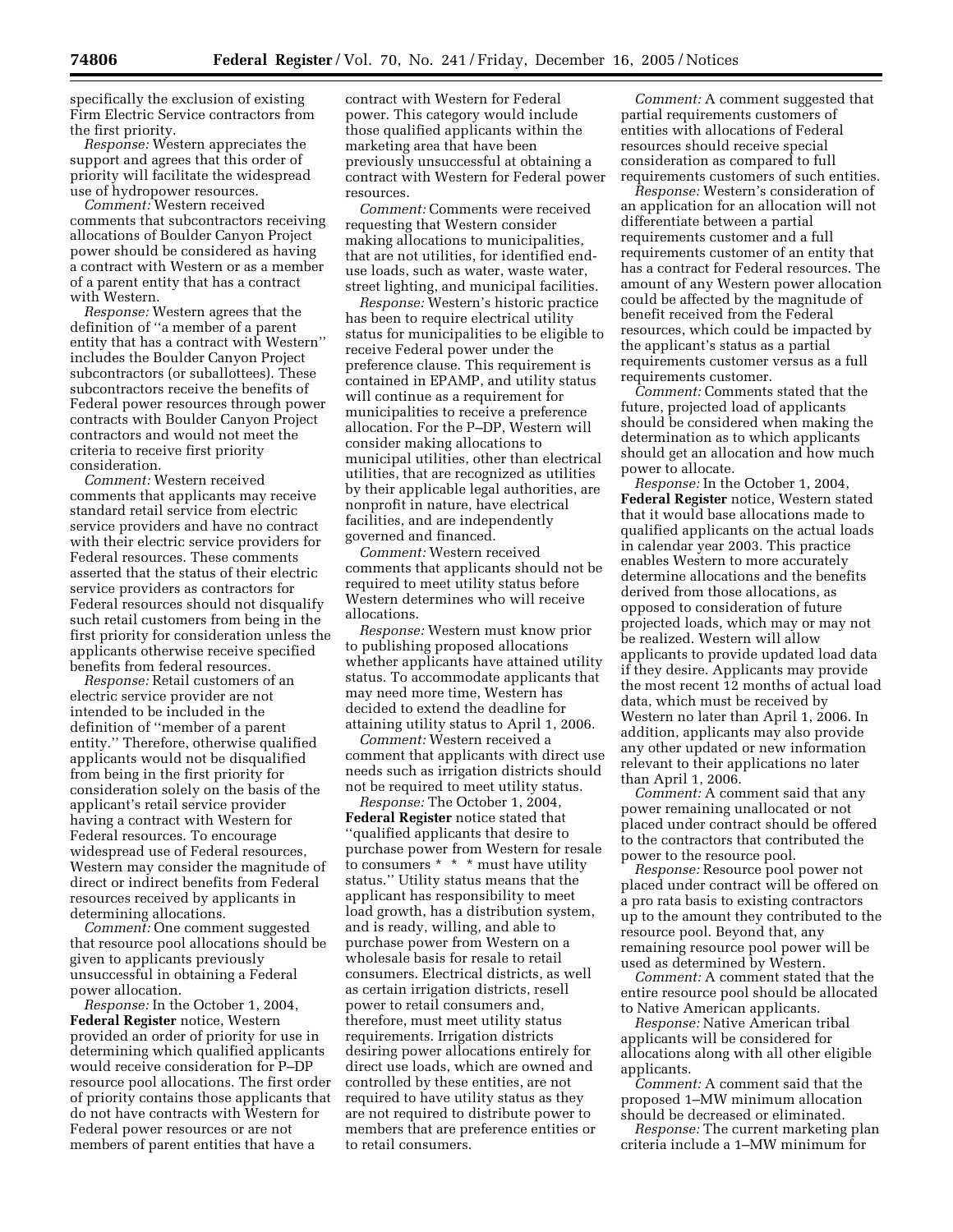specifically the exclusion of existing Firm Electric Service contractors from the first priority.

*Response:* Western appreciates the support and agrees that this order of priority will facilitate the widespread use of hydropower resources.

*Comment:* Western received comments that subcontractors receiving allocations of Boulder Canyon Project power should be considered as having a contract with Western or as a member of a parent entity that has a contract with Western.

*Response:* Western agrees that the definition of "a member of a parent entity that has a contract with Western" includes the Boulder Canyon Project subcontractors (or suballottees). These subcontractors receive the benefits of Federal power resources through power contracts with Boulder Canyon Project contractors and would not meet the criteria to receive first priority consideration.

*Comment:* Western received comments that applicants may receive standard retail service from electric service providers and have no contract with their electric service providers for Federal resources. These comments asserted that the status of their electric service providers as contractors for Federal resources should not disqualify such retail customers from being in the first priority for consideration unless the applicants otherwise receive specified benefits from federal resources.

*Response:* Retail customers of an electric service provider are not intended to be included in the definition of "member of a parent entity." Therefore, otherwise qualified applicants would not be disqualified from being in the first priority for consideration solely on the basis of the applicant's retail service provider having a contract with Western for Federal resources. To encourage widespread use of Federal resources, Western may consider the magnitude of direct or indirect benefits from Federal resources received by applicants in determining allocations.

*Comment:* One comment suggested that resource pool allocations should be given to applicants previously unsuccessful in obtaining a Federal power allocation.

*Response:* In the October 1, 2004, **Federal Register** notice, Western provided an order of priority for use in determining which qualified applicants would receive consideration for P–DP resource pool allocations. The first order of priority contains those applicants that do not have contracts with Western for Federal power resources or are not members of parent entities that have a contract with Western for Federal power. This category would include those qualified applicants within the marketing area that have been previously unsuccessful at obtaining a contract with Western for Federal power resources.

*Comment:* Comments were received requesting that Western consider making allocations to municipalities, that are not utilities, for identified end-use loads, such as water, waste water, street lighting, and municipal facilities.

*Response:* Western's historic practice has been to require electrical utility status for municipalities to be eligible to receive Federal power under the preference clause. This requirement is contained in EPAMP, and utility status will continue as a requirement for municipalities to receive a preference allocation. For the P–DP, Western will consider making allocations to municipal utilities, other than electrical utilities, that are recognized as utilities by their applicable legal authorities, are nonprofit in nature, have electrical facilities, and are independently governed and financed.

*Comment:* Western received comments that applicants should not be required to meet utility status before Western determines who will receive allocations.

*Response:* Western must know prior to publishing proposed allocations whether applicants have attained utility status. To accommodate applicants that may need more time, Western has decided to extend the deadline for attaining utility status to April 1, 2006.

*Comment:* Western received a comment that applicants with direct use needs such as irrigation districts should not be required to meet utility status.

*Response:* The October 1, 2004, **Federal Register** notice stated that "qualified applicants that desire to purchase power from Western for resale to consumers * * * must have utility status." Utility status means that the applicant has responsibility to meet load growth, has a distribution system, and is ready, willing, and able to purchase power from Western on a wholesale basis for resale to retail consumers. Electrical districts, as well as certain irrigation districts, resell power to retail consumers and, therefore, must meet utility status requirements. Irrigation districts desiring power allocations entirely for direct use loads, which are owned and controlled by these entities, are not required to have utility status as they are not required to distribute power to members that are preference entities or to retail consumers.

*Comment:* A comment suggested that partial requirements customers of entities with allocations of Federal resources should receive special consideration as compared to full requirements customers of such entities.

*Response:* Western's consideration of an application for an allocation will not differentiate between a partial requirements customer and a full requirements customer of an entity that has a contract for Federal resources. The amount of any Western power allocation could be affected by the magnitude of benefit received from the Federal resources, which could be impacted by the applicant's status as a partial requirements customer versus as a full requirements customer.

*Comment:* Comments stated that the future, projected load of applicants should be considered when making the determination as to which applicants should get an allocation and how much power to allocate.

*Response:* In the October 1, 2004, **Federal Register** notice, Western stated that it would base allocations made to qualified applicants on the actual loads in calendar year 2003. This practice enables Western to more accurately determine allocations and the benefits derived from those allocations, as opposed to consideration of future projected loads, which may or may not be realized. Western will allow applicants to provide updated load data if they desire. Applicants may provide the most recent 12 months of actual load data, which must be received by Western no later than April 1, 2006. In addition, applicants may also provide any other updated or new information relevant to their applications no later than April 1, 2006.

*Comment:* A comment said that any power remaining unallocated or not placed under contract should be offered to the contractors that contributed the power to the resource pool.

*Response:* Resource pool power not placed under contract will be offered on a pro rata basis to existing contractors up to the amount they contributed to the resource pool. Beyond that, any remaining resource pool power will be used as determined by Western.

*Comment:* A comment stated that the entire resource pool should be allocated to Native American applicants.

*Response:* Native American tribal applicants will be considered for allocations along with all other eligible applicants.

*Comment:* A comment said that the proposed 1–MW minimum allocation should be decreased or eliminated.

*Response:* The current marketing plan criteria include a 1–MW minimum for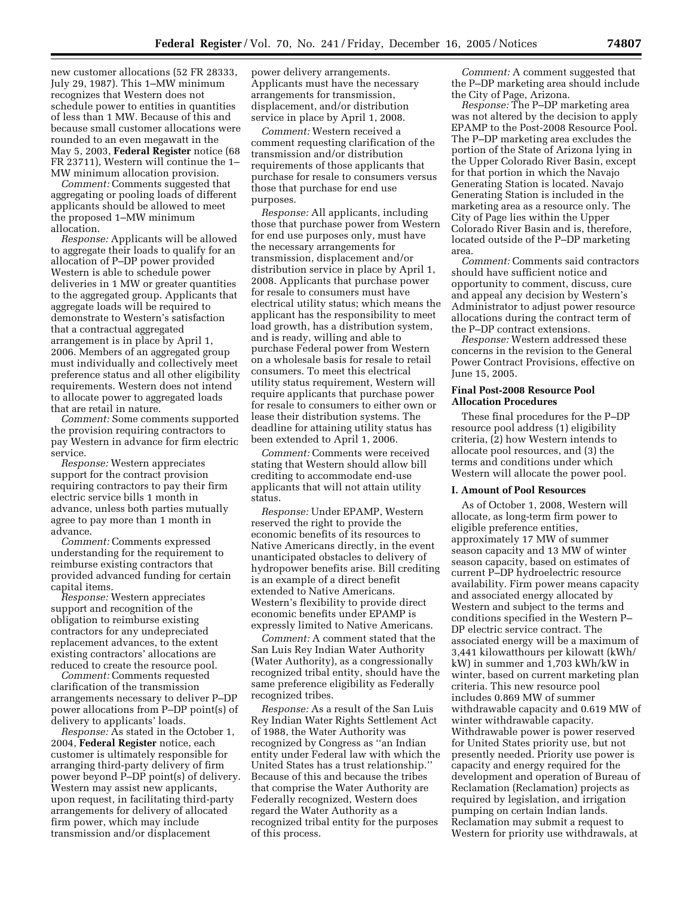new customer allocations (52 FR 28333, July 29, 1987). This 1–MW minimum recognizes that Western does not schedule power to entities in quantities of less than 1 MW. Because of this and because small customer allocations were rounded to an even megawatt in the May 5, 2003, **Federal Register** notice (68 FR 23711), Western will continue the 1–MW minimum allocation provision.

*Comment:* Comments suggested that aggregating or pooling loads of different applicants should be allowed to meet the proposed 1–MW minimum allocation.

*Response:* Applicants will be allowed to aggregate their loads to qualify for an allocation of P–DP power provided Western is able to schedule power deliveries in 1 MW or greater quantities to the aggregated group. Applicants that aggregate loads will be required to demonstrate to Western's satisfaction that a contractual aggregated arrangement is in place by April 1, 2006. Members of an aggregated group must individually and collectively meet preference status and all other eligibility requirements. Western does not intend to allocate power to aggregated loads that are retail in nature.

*Comment:* Some comments supported the provision requiring contractors to pay Western in advance for firm electric service.

*Response:* Western appreciates support for the contract provision requiring contractors to pay their firm electric service bills 1 month in advance, unless both parties mutually agree to pay more than 1 month in advance.

*Comment:* Comments expressed understanding for the requirement to reimburse existing contractors that provided advanced funding for certain capital items.

*Response:* Western appreciates support and recognition of the obligation to reimburse existing contractors for any undepreciated replacement advances, to the extent existing contractors' allocations are reduced to create the resource pool.

*Comment:* Comments requested clarification of the transmission arrangements necessary to deliver P–DP power allocations from P–DP point(s) of delivery to applicants' loads.

*Response:* As stated in the October 1, 2004, **Federal Register** notice, each customer is ultimately responsible for arranging third-party delivery of firm power beyond P–DP point(s) of delivery. Western may assist new applicants, upon request, in facilitating third-party arrangements for delivery of allocated firm power, which may include transmission and/or displacement power delivery arrangements. Applicants must have the necessary arrangements for transmission, displacement, and/or distribution service in place by April 1, 2008.

*Comment:* Western received a comment requesting clarification of the transmission and/or distribution requirements of those applicants that purchase for resale to consumers versus those that purchase for end use purposes.

*Response:* All applicants, including those that purchase power from Western for end use purposes only, must have the necessary arrangements for transmission, displacement and/or distribution service in place by April 1, 2008. Applicants that purchase power for resale to consumers must have electrical utility status; which means the applicant has the responsibility to meet load growth, has a distribution system, and is ready, willing and able to purchase Federal power from Western on a wholesale basis for resale to retail consumers. To meet this electrical utility status requirement, Western will require applicants that purchase power for resale to consumers to either own or lease their distribution systems. The deadline for attaining utility status has been extended to April 1, 2006.

*Comment:* Comments were received stating that Western should allow bill crediting to accommodate end-use applicants that will not attain utility status.

*Response:* Under EPAMP, Western reserved the right to provide the economic benefits of its resources to Native Americans directly, in the event unanticipated obstacles to delivery of hydropower benefits arise. Bill crediting is an example of a direct benefit extended to Native Americans. Western's flexibility to provide direct economic benefits under EPAMP is expressly limited to Native Americans.

*Comment:* A comment stated that the San Luis Rey Indian Water Authority (Water Authority), as a congressionally recognized tribal entity, should have the same preference eligibility as Federally recognized tribes.

*Response:* As a result of the San Luis Rey Indian Water Rights Settlement Act of 1988, the Water Authority was recognized by Congress as ''an Indian entity under Federal law with which the United States has a trust relationship.'' Because of this and because the tribes that comprise the Water Authority are Federally recognized, Western does regard the Water Authority as a recognized tribal entity for the purposes of this process.

*Comment:* A comment suggested that the P–DP marketing area should include the City of Page, Arizona.

*Response:* The P–DP marketing area was not altered by the decision to apply EPAMP to the Post-2008 Resource Pool. The P–DP marketing area excludes the portion of the State of Arizona lying in the Upper Colorado River Basin, except for that portion in which the Navajo Generating Station is located. Navajo Generating Station is included in the marketing area as a resource only. The City of Page lies within the Upper Colorado River Basin and is, therefore, located outside of the P–DP marketing area.

*Comment:* Comments said contractors should have sufficient notice and opportunity to comment, discuss, cure and appeal any decision by Western's Administrator to adjust power resource allocations during the contract term of the P–DP contract extensions.

*Response:* Western addressed these concerns in the revision to the General Power Contract Provisions, effective on June 15, 2005.

## Final Post-2008 Resource Pool Allocation Procedures

These final procedures for the P–DP resource pool address (1) eligibility criteria, (2) how Western intends to allocate pool resources, and (3) the terms and conditions under which Western will allocate the power pool.

### I. Amount of Pool Resources

As of October 1, 2008, Western will allocate, as long-term firm power to eligible preference entities, approximately 17 MW of summer season capacity and 13 MW of winter season capacity, based on estimates of current P–DP hydroelectric resource availability. Firm power means capacity and associated energy allocated by Western and subject to the terms and conditions specified in the Western P–DP electric service contract. The associated energy will be a maximum of 3,441 kilowatthours per kilowatt (kWh/kW) in summer and 1,703 kWh/kW in winter, based on current marketing plan criteria. This new resource pool includes 0.869 MW of summer withdrawable capacity and 0.619 MW of winter withdrawable capacity. Withdrawable power is power reserved for United States priority use, but not presently needed. Priority use power is capacity and energy required for the development and operation of Bureau of Reclamation (Reclamation) projects as required by legislation, and irrigation pumping on certain Indian lands. Reclamation may submit a request to Western for priority use withdrawals, at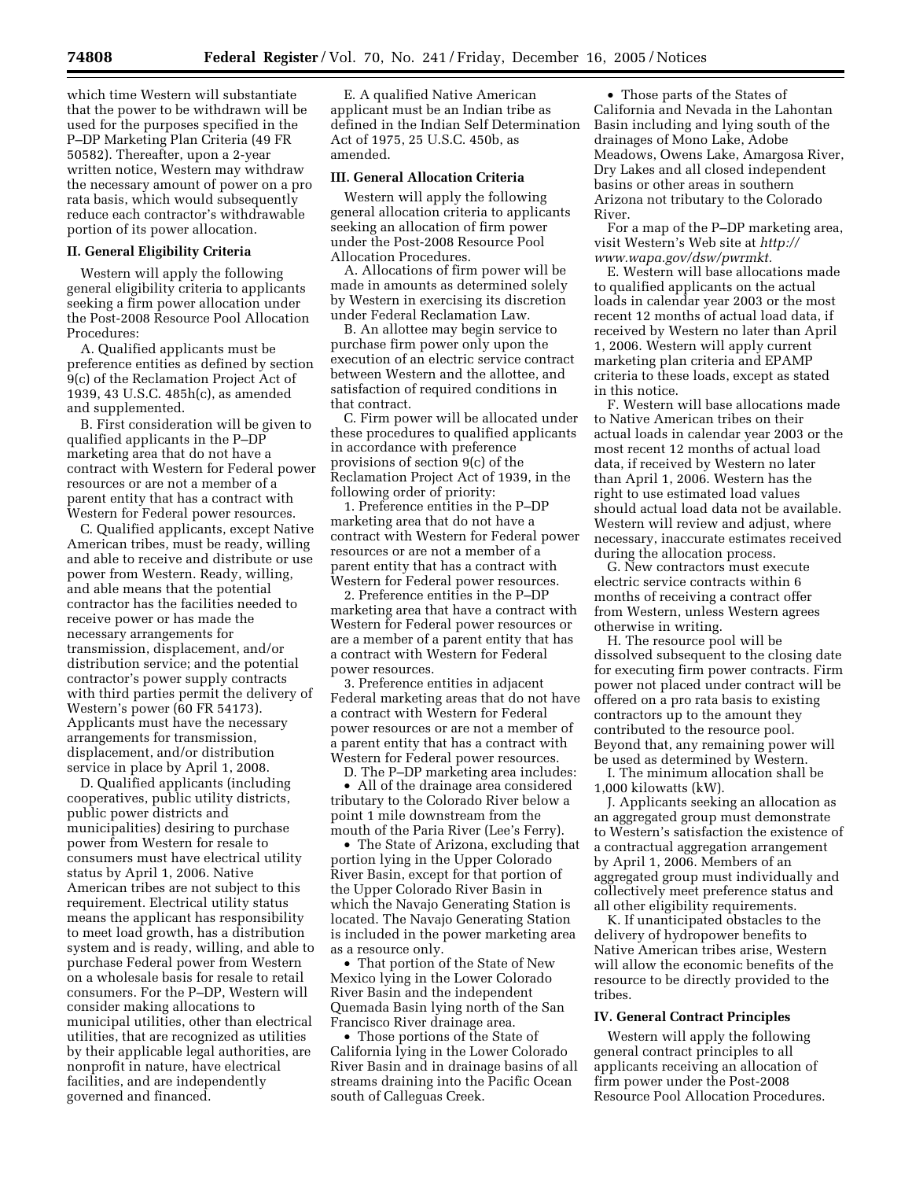which time Western will substantiate that the power to be withdrawn will be used for the purposes specified in the P–DP Marketing Plan Criteria (49 FR 50582). Thereafter, upon a 2-year written notice, Western may withdraw the necessary amount of power on a pro rata basis, which would subsequently reduce each contractor's withdrawable portion of its power allocation.

**II. General Eligibility Criteria**

Western will apply the following general eligibility criteria to applicants seeking a firm power allocation under the Post-2008 Resource Pool Allocation Procedures:

A. Qualified applicants must be preference entities as defined by section 9(c) of the Reclamation Project Act of 1939, 43 U.S.C. 485h(c), as amended and supplemented.

B. First consideration will be given to qualified applicants in the P–DP marketing area that do not have a contract with Western for Federal power resources or are not a member of a parent entity that has a contract with Western for Federal power resources.

C. Qualified applicants, except Native American tribes, must be ready, willing and able to receive and distribute or use power from Western. Ready, willing, and able means that the potential contractor has the facilities needed to receive power or has made the necessary arrangements for transmission, displacement, and/or distribution service; and the potential contractor's power supply contracts with third parties permit the delivery of Western's power (60 FR 54173). Applicants must have the necessary arrangements for transmission, displacement, and/or distribution service in place by April 1, 2008.

D. Qualified applicants (including cooperatives, public utility districts, public power districts and municipalities) desiring to purchase power from Western for resale to consumers must have electrical utility status by April 1, 2006. Native American tribes are not subject to this requirement. Electrical utility status means the applicant has responsibility to meet load growth, has a distribution system and is ready, willing, and able to purchase Federal power from Western on a wholesale basis for resale to retail consumers. For the P–DP, Western will consider making allocations to municipal utilities, other than electrical utilities, that are recognized as utilities by their applicable legal authorities, are nonprofit in nature, have electrical facilities, and are independently governed and financed.

E. A qualified Native American applicant must be an Indian tribe as defined in the Indian Self Determination Act of 1975, 25 U.S.C. 450b, as amended.

**III. General Allocation Criteria**

Western will apply the following general allocation criteria to applicants seeking an allocation of firm power under the Post-2008 Resource Pool Allocation Procedures.

A. Allocations of firm power will be made in amounts as determined solely by Western in exercising its discretion under Federal Reclamation Law.

B. An allottee may begin service to purchase firm power only upon the execution of an electric service contract between Western and the allottee, and satisfaction of required conditions in that contract.

C. Firm power will be allocated under these procedures to qualified applicants in accordance with preference provisions of section 9(c) of the Reclamation Project Act of 1939, in the following order of priority:

1. Preference entities in the P–DP marketing area that do not have a contract with Western for Federal power resources or are not a member of a parent entity that has a contract with Western for Federal power resources.

2. Preference entities in the P–DP marketing area that have a contract with Western for Federal power resources or are a member of a parent entity that has a contract with Western for Federal power resources.

3. Preference entities in adjacent Federal marketing areas that do not have a contract with Western for Federal power resources or are not a member of a parent entity that has a contract with Western for Federal power resources.

D. The P–DP marketing area includes:

- All of the drainage area considered tributary to the Colorado River below a point 1 mile downstream from the mouth of the Paria River (Lee's Ferry).
- The State of Arizona, excluding that portion lying in the Upper Colorado River Basin, except for that portion of the Upper Colorado River Basin in which the Navajo Generating Station is located. The Navajo Generating Station is included in the power marketing area as a resource only.
- That portion of the State of New Mexico lying in the Lower Colorado River Basin and the independent Quemada Basin lying north of the San Francisco River drainage area.
- Those portions of the State of California lying in the Lower Colorado River Basin and in drainage basins of all streams draining into the Pacific Ocean south of Calleguas Creek.
- Those parts of the States of California and Nevada in the Lahontan Basin including and lying south of the drainages of Mono Lake, Adobe Meadows, Owens Lake, Amargosa River, Dry Lakes and all closed independent basins or other areas in southern Arizona not tributary to the Colorado River.

For a map of the P–DP marketing area, visit Western's Web site at *http://www.wapa.gov/dsw/pwrmkt.*

E. Western will base allocations made to qualified applicants on the actual loads in calendar year 2003 or the most recent 12 months of actual load data, if received by Western no later than April 1, 2006. Western will apply current marketing plan criteria and EPAMP criteria to these loads, except as stated in this notice.

F. Western will base allocations made to Native American tribes on their actual loads in calendar year 2003 or the most recent 12 months of actual load data, if received by Western no later than April 1, 2006. Western has the right to use estimated load values should actual load data not be available. Western will review and adjust, where necessary, inaccurate estimates received during the allocation process.

G. New contractors must execute electric service contracts within 6 months of receiving a contract offer from Western, unless Western agrees otherwise in writing.

H. The resource pool will be dissolved subsequent to the closing date for executing firm power contracts. Firm power not placed under contract will be offered on a pro rata basis to existing contractors up to the amount they contributed to the resource pool. Beyond that, any remaining power will be used as determined by Western.

I. The minimum allocation shall be 1,000 kilowatts (kW).

J. Applicants seeking an allocation as an aggregated group must demonstrate to Western's satisfaction the existence of a contractual aggregation arrangement by April 1, 2006. Members of an aggregated group must individually and collectively meet preference status and all other eligibility requirements.

K. If unanticipated obstacles to the delivery of hydropower benefits to Native American tribes arise, Western will allow the economic benefits of the resource to be directly provided to the tribes.

**IV. General Contract Principles**

Western will apply the following general contract principles to all applicants receiving an allocation of firm power under the Post-2008 Resource Pool Allocation Procedures.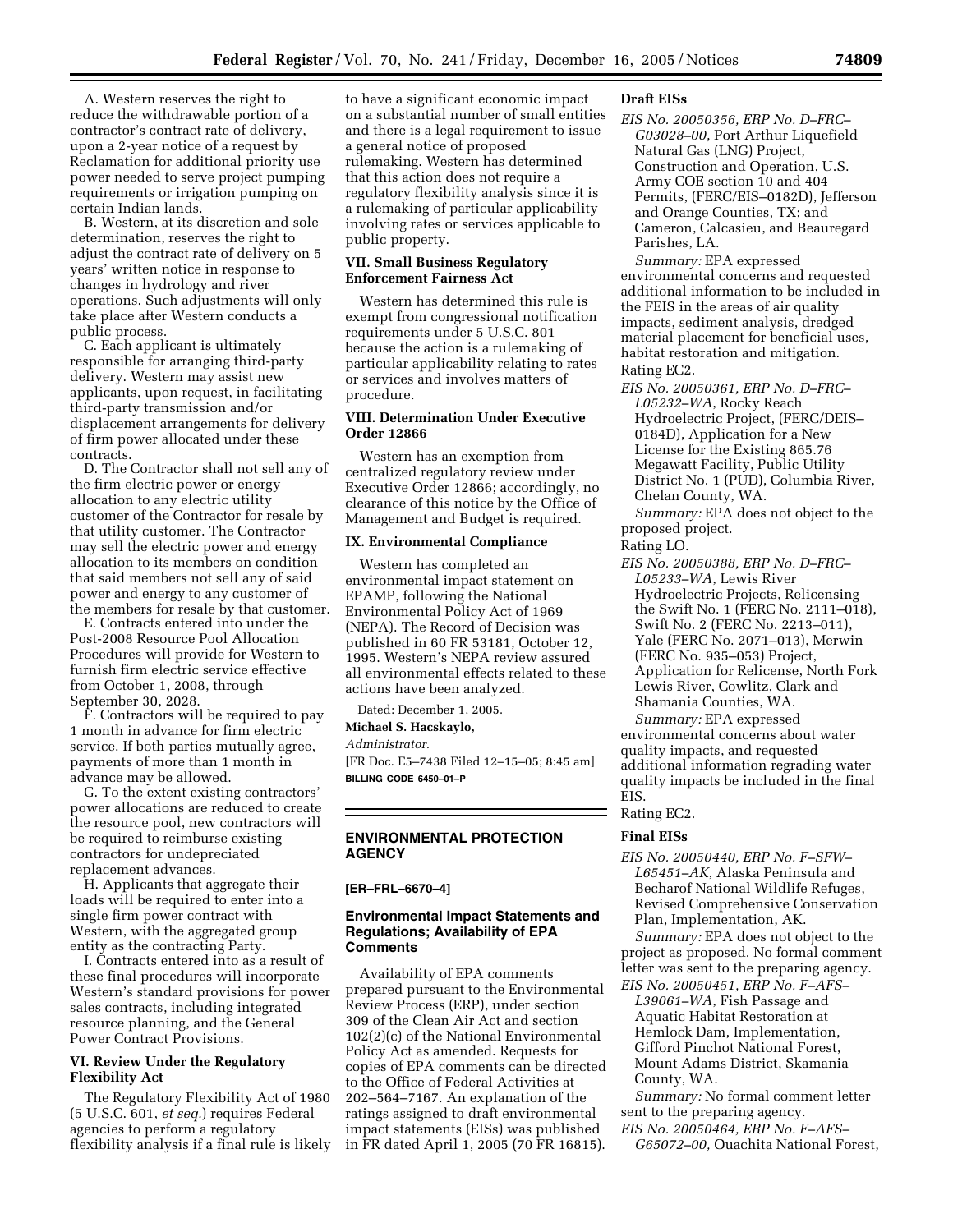A. Western reserves the right to reduce the withdrawable portion of a contractor's contract rate of delivery, upon a 2-year notice of a request by Reclamation for additional priority use power needed to serve project pumping requirements or irrigation pumping on certain Indian lands.

B. Western, at its discretion and sole determination, reserves the right to adjust the contract rate of delivery on 5 years' written notice in response to changes in hydrology and river operations. Such adjustments will only take place after Western conducts a public process.

C. Each applicant is ultimately responsible for arranging third-party delivery. Western may assist new applicants, upon request, in facilitating third-party transmission and/or displacement arrangements for delivery of firm power allocated under these contracts.

D. The Contractor shall not sell any of the firm electric power or energy allocation to any electric utility customer of the Contractor for resale by that utility customer. The Contractor may sell the electric power and energy allocation to its members on condition that said members not sell any of said power and energy to any customer of the members for resale by that customer.

E. Contracts entered into under the Post-2008 Resource Pool Allocation Procedures will provide for Western to furnish firm electric service effective from October 1, 2008, through September 30, 2028.

F. Contractors will be required to pay 1 month in advance for firm electric service. If both parties mutually agree, payments of more than 1 month in advance may be allowed.

G. To the extent existing contractors' power allocations are reduced to create the resource pool, new contractors will be required to reimburse existing contractors for undepreciated replacement advances.

H. Applicants that aggregate their loads will be required to enter into a single firm power contract with Western, with the aggregated group entity as the contracting Party.

I. Contracts entered into as a result of these final procedures will incorporate Western's standard provisions for power sales contracts, including integrated resource planning, and the General Power Contract Provisions.

### VI. Review Under the Regulatory Flexibility Act

The Regulatory Flexibility Act of 1980 (5 U.S.C. 601, *et seq.*) requires Federal agencies to perform a regulatory flexibility analysis if a final rule is likely to have a significant economic impact on a substantial number of small entities and there is a legal requirement to issue a general notice of proposed rulemaking. Western has determined that this action does not require a regulatory flexibility analysis since it is a rulemaking of particular applicability involving rates or services applicable to public property.

### VII. Small Business Regulatory Enforcement Fairness Act

Western has determined this rule is exempt from congressional notification requirements under 5 U.S.C. 801 because the action is a rulemaking of particular applicability relating to rates or services and involves matters of procedure.

### VIII. Determination Under Executive Order 12866

Western has an exemption from centralized regulatory review under Executive Order 12866; accordingly, no clearance of this notice by the Office of Management and Budget is required.

### IX. Environmental Compliance

Western has completed an environmental impact statement on EPAMP, following the National Environmental Policy Act of 1969 (NEPA). The Record of Decision was published in 60 FR 53181, October 12, 1995. Western's NEPA review assured all environmental effects related to these actions have been analyzed.

Dated: December 1, 2005.

**Michael S. Hacskaylo,**

*Administrator.*

[FR Doc. E5–7438 Filed 12–15–05; 8:45 am]

**BILLING CODE 6450–01–P**

---

## ENVIRONMENTAL PROTECTION AGENCY

**[ER–FRL–6670–4]**

### Environmental Impact Statements and Regulations; Availability of EPA Comments

Availability of EPA comments prepared pursuant to the Environmental Review Process (ERP), under section 309 of the Clean Air Act and section 102(2)(c) of the National Environmental Policy Act as amended. Requests for copies of EPA comments can be directed to the Office of Federal Activities at 202–564–7167. An explanation of the ratings assigned to draft environmental impact statements (EISs) was published in FR dated April 1, 2005 (70 FR 16815).

### Draft EISs

*EIS No. 20050356, ERP No. D–FRC–G03028–00*, Port Arthur Liquefield Natural Gas (LNG) Project, Construction and Operation, U.S. Army COE section 10 and 404 Permits, (FERC/EIS–0182D), Jefferson and Orange Counties, TX; and Cameron, Calcasieu, and Beauregard Parishes, LA.

*Summary:* EPA expressed environmental concerns and requested additional information to be included in the FEIS in the areas of air quality impacts, sediment analysis, dredged material placement for beneficial uses, habitat restoration and mitigation.

Rating EC2.

*EIS No. 20050361, ERP No. D–FRC–L05232–WA*, Rocky Reach Hydroelectric Project, (FERC/DEIS–0184D), Application for a New License for the Existing 865.76 Megawatt Facility, Public Utility District No. 1 (PUD), Columbia River, Chelan County, WA.

*Summary:* EPA does not object to the proposed project.

Rating LO.

*EIS No. 20050388, ERP No. D–FRC–L05233–WA*, Lewis River Hydroelectric Projects, Relicensing the Swift No. 1 (FERC No. 2111–018), Swift No. 2 (FERC No. 2213–011), Yale (FERC No. 2071–013), Merwin (FERC No. 935–053) Project, Application for Relicense, North Fork Lewis River, Cowlitz, Clark and Shamania Counties, WA.

*Summary:* EPA expressed environmental concerns about water quality impacts, and requested additional information regrading water quality impacts be included in the final EIS.

Rating EC2.

### Final EISs

*EIS No. 20050440, ERP No. F–SFW–L65451–AK*, Alaska Peninsula and Becharof National Wildlife Refuges, Revised Comprehensive Conservation Plan, Implementation, AK.

*Summary:* EPA does not object to the project as proposed. No formal comment letter was sent to the preparing agency.

*EIS No. 20050451, ERP No. F–AFS–L39061–WA*, Fish Passage and Aquatic Habitat Restoration at Hemlock Dam, Implementation, Gifford Pinchot National Forest, Mount Adams District, Skamania County, WA.

*Summary:* No formal comment letter sent to the preparing agency.

*EIS No. 20050464, ERP No. F–AFS–G65072–00,* Ouachita National Forest,